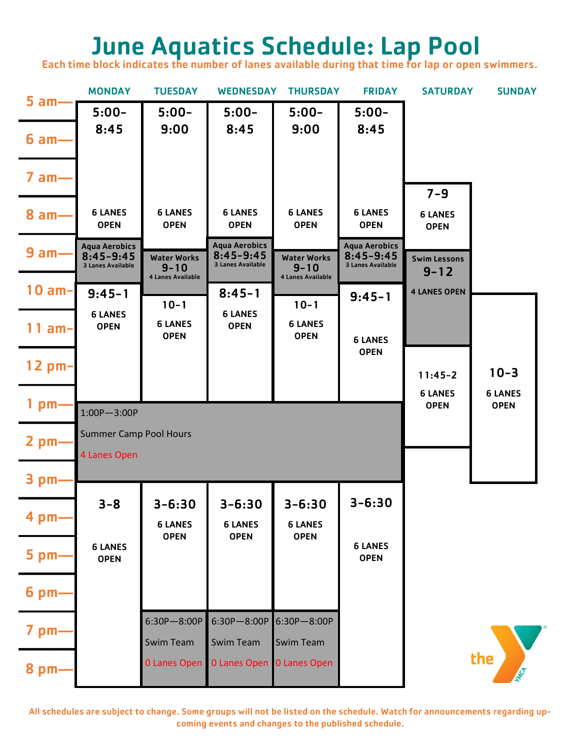# June Aquatics Schedule: Lap Pool

Each time block indicates the number of lanes available during that time for lap or open swimmers.

| MONDAY | TUESDAY | WEDNESDAY | THURSDAY | FRIDAY | SATURDAY | SUNDAY |
|---|---|---|---|---|---|---|
| 5:00–8:45 6 LANES OPEN | 5:00–9:00 6 LANES OPEN | 5:00–8:45 6 LANES OPEN | 5:00–9:00 6 LANES OPEN | 5:00–8:45 6 LANES OPEN | 7–9 6 LANES OPEN | |
| Aqua Aerobics 8:45–9:45 3 Lanes Available | Water Works 9–10 4 Lanes Available | Aqua Aerobics 8:45–9:45 3 Lanes Available | Water Works 9–10 4 Lanes Available | Aqua Aerobics 8:45–9:45 3 Lanes Available | Swim Lessons 9–12 4 LANES OPEN | |
| 9:45–1 6 LANES OPEN | 10–1 6 LANES OPEN | 8:45–1 6 LANES OPEN | 10–1 6 LANES OPEN | 9:45–1 6 LANES OPEN | 11:45–2 6 LANES OPEN | 10–3 6 LANES OPEN |
| 1:00P—3:00P Summer Camp Pool Hours 4 Lanes Open | 1:00P—3:00P Summer Camp Pool Hours 4 Lanes Open | 1:00P—3:00P Summer Camp Pool Hours 4 Lanes Open | 1:00P—3:00P Summer Camp Pool Hours 4 Lanes Open | 1:00P—3:00P Summer Camp Pool Hours 4 Lanes Open | | |
| 3–8 6 LANES OPEN | 3–6:30 6 LANES OPEN | 3–6:30 6 LANES OPEN | 3–6:30 6 LANES OPEN | 3–6:30 6 LANES OPEN | | |
| | 6:30P—8:00P Swim Team 0 Lanes Open | 6:30P—8:00P Swim Team 0 Lanes Open | 6:30P—8:00P Swim Team 0 Lanes Open | | | |

All schedules are subject to change. Some groups will not be listed on the schedule. Watch for announcements regarding up-coming events and changes to the published schedule.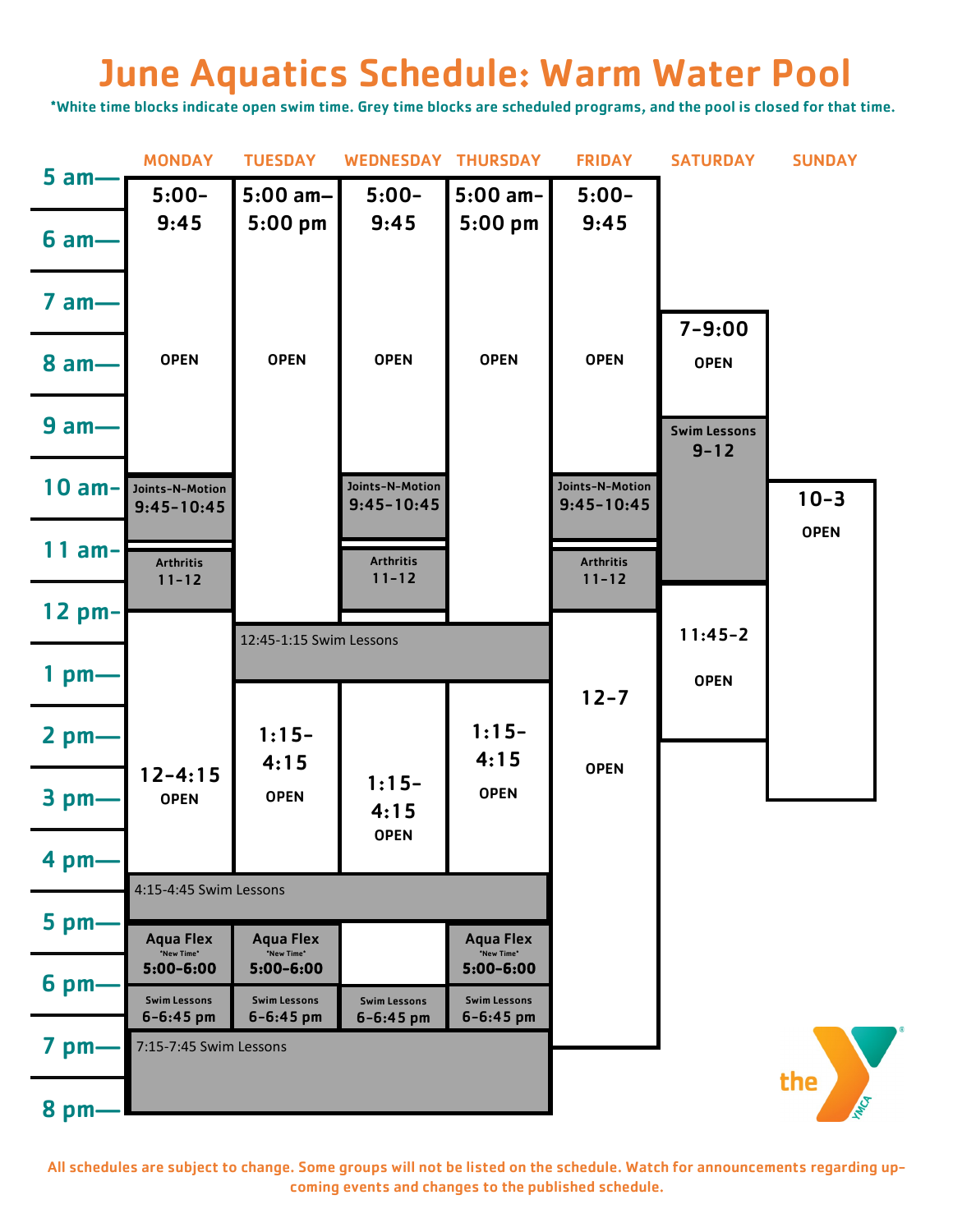# June Aquatics Schedule: Warm Water Pool

*White time blocks indicate open swim time. Grey time blocks are scheduled programs, and the pool is closed for that time.

| | MONDAY | TUESDAY | WEDNESDAY | THURSDAY | FRIDAY | SATURDAY | SUNDAY |
|---|---|---|---|---|---|---|---|
| 5 am | 5:00-9:45 OPEN | 5:00 am–5:00 pm OPEN | 5:00-9:45 OPEN | 5:00 am-5:00 pm OPEN | 5:00-9:45 OPEN | | |
| 7 am | | | | | | 7-9:00 OPEN | |
| 9 am | | | | | | Swim Lessons 9-12 | |
| 10 am | Joints-N-Motion 9:45-10:45 | | Joints-N-Motion 9:45-10:45 | | Joints-N-Motion 9:45-10:45 | | 10-3 OPEN |
| 11 am | Arthritis 11-12 | | Arthritis 11-12 | | Arthritis 11-12 | 11:45-2 OPEN | |
| 12 pm | 12-4:15 OPEN | 12:45-1:15 Swim Lessons | 12:45-1:15 Swim Lessons | 12:45-1:15 Swim Lessons | 12-7 OPEN | | |
| 1 pm | | 1:15-4:15 OPEN | 1:15-4:15 OPEN | 1:15-4:15 OPEN | | | |
| 4 pm | 4:15-4:45 Swim Lessons | 4:15-4:45 Swim Lessons | 4:15-4:45 Swim Lessons | 4:15-4:45 Swim Lessons | | | |
| 5 pm | Aqua Flex *New Time* 5:00-6:00 | Aqua Flex *New Time* 5:00-6:00 | | Aqua Flex *New Time* 5:00-6:00 | | | |
| 6 pm | Swim Lessons 6-6:45 pm | Swim Lessons 6-6:45 pm | Swim Lessons 6-6:45 pm | Swim Lessons 6-6:45 pm | | | |
| 7 pm | 7:15-7:45 Swim Lessons | 7:15-7:45 Swim Lessons | 7:15-7:45 Swim Lessons | 7:15-7:45 Swim Lessons | | | |

the YMCA

All schedules are subject to change. Some groups will not be listed on the schedule. Watch for announcements regarding up-coming events and changes to the published schedule.